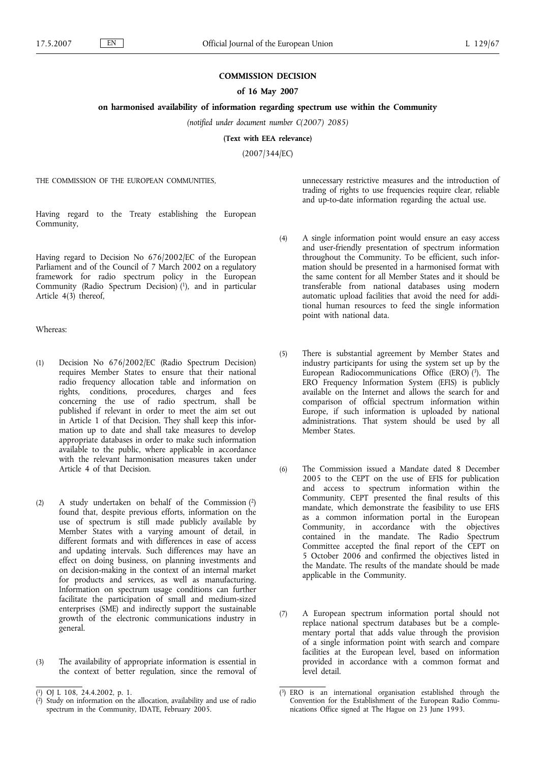**COMMISSION DECISION**

**of 16 May 2007**

**on harmonised availability of information regarding spectrum use within the Community**

*(notified under document number C(2007) 2085)*

**(Text with EEA relevance)**

(2007/344/EC)

THE COMMISSION OF THE EUROPEAN COMMUNITIES,

Having regard to the Treaty establishing the European Community,

Having regard to Decision No 676/2002/EC of the European Parliament and of the Council of 7 March 2002 on a regulatory framework for radio spectrum policy in the European Community (Radio Spectrum Decision) [1], and in particular Article 4(3) thereof,

Whereas:

(1) Decision No 676/2002/EC (Radio Spectrum Decision) requires Member States to ensure that their national radio frequency allocation table and information on rights, conditions, procedures, charges and fees concerning the use of radio spectrum, shall be published if relevant in order to meet the aim set out in Article 1 of that Decision. They shall keep this information up to date and shall take measures to develop appropriate databases in order to make such information available to the public, where applicable in accordance with the relevant harmonisation measures taken under Article 4 of that Decision.

(2) A study undertaken on behalf of the Commission [2] found that, despite previous efforts, information on the use of spectrum is still made publicly available by Member States with a varying amount of detail, in different formats and with differences in ease of access and updating intervals. Such differences may have an effect on doing business, on planning investments and on decision-making in the context of an internal market for products and services, as well as manufacturing. Information on spectrum usage conditions can further facilitate the participation of small and medium-sized enterprises (SME) and indirectly support the sustainable growth of the electronic communications industry in general.

(3) The availability of appropriate information is essential in the context of better regulation, since the removal of unnecessary restrictive measures and the introduction of trading of rights to use frequencies require clear, reliable and up-to-date information regarding the actual use.

(4) A single information point would ensure an easy access and user-friendly presentation of spectrum information throughout the Community. To be efficient, such information should be presented in a harmonised format with the same content for all Member States and it should be transferable from national databases using modern automatic upload facilities that avoid the need for additional human resources to feed the single information point with national data.

(5) There is substantial agreement by Member States and industry participants for using the system set up by the European Radiocommunications Office (ERO) [3]. The ERO Frequency Information System (EFIS) is publicly available on the Internet and allows the search for and comparison of official spectrum information within Europe, if such information is uploaded by national administrations. That system should be used by all Member States.

(6) The Commission issued a Mandate dated 8 December 2005 to the CEPT on the use of EFIS for publication and access to spectrum information within the Community. CEPT presented the final results of this mandate, which demonstrate the feasibility to use EFIS as a common information portal in the European Community, in accordance with the objectives contained in the mandate. The Radio Spectrum Committee accepted the final report of the CEPT on 5 October 2006 and confirmed the objectives listed in the Mandate. The results of the mandate should be made applicable in the Community.

(7) A European spectrum information portal should not replace national spectrum databases but be a complementary portal that adds value through the provision of a single information point with search and compare facilities at the European level, based on information provided in accordance with a common format and level detail.

---

[1] OJ L 108, 24.4.2002, p. 1.

[2] Study on information on the allocation, availability and use of radio spectrum in the Community, IDATE, February 2005.

[3] ERO is an international organisation established through the Convention for the Establishment of the European Radio Communications Office signed at The Hague on 23 June 1993.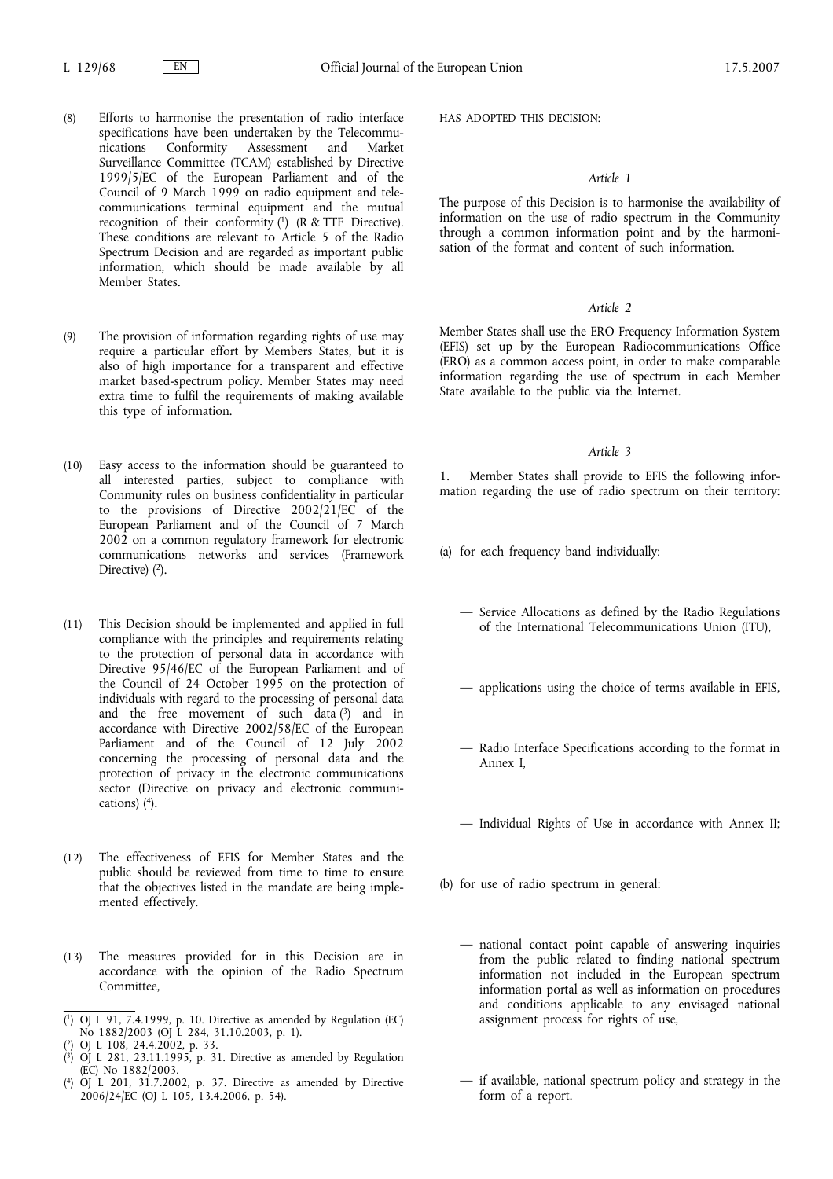(8) Efforts to harmonise the presentation of radio interface specifications have been undertaken by the Telecommunications Conformity Assessment and Market Surveillance Committee (TCAM) established by Directive 1999/5/EC of the European Parliament and of the Council of 9 March 1999 on radio equipment and telecommunications terminal equipment and the mutual recognition of their conformity [1] (R & TTE Directive). These conditions are relevant to Article 5 of the Radio Spectrum Decision and are regarded as important public information, which should be made available by all Member States.

(9) The provision of information regarding rights of use may require a particular effort by Members States, but it is also of high importance for a transparent and effective market based-spectrum policy. Member States may need extra time to fulfil the requirements of making available this type of information.

(10) Easy access to the information should be guaranteed to all interested parties, subject to compliance with Community rules on business confidentiality in particular to the provisions of Directive 2002/21/EC of the European Parliament and of the Council of 7 March 2002 on a common regulatory framework for electronic communications networks and services (Framework Directive) [2].

(11) This Decision should be implemented and applied in full compliance with the principles and requirements relating to the protection of personal data in accordance with Directive 95/46/EC of the European Parliament and of the Council of 24 October 1995 on the protection of individuals with regard to the processing of personal data and the free movement of such data [3] and in accordance with Directive 2002/58/EC of the European Parliament and of the Council of 12 July 2002 concerning the processing of personal data and the protection of privacy in the electronic communications sector (Directive on privacy and electronic communications) [4].

(12) The effectiveness of EFIS for Member States and the public should be reviewed from time to time to ensure that the objectives listed in the mandate are being implemented effectively.

(13) The measures provided for in this Decision are in accordance with the opinion of the Radio Spectrum Committee,

HAS ADOPTED THIS DECISION:

*Article 1*

The purpose of this Decision is to harmonise the availability of information on the use of radio spectrum in the Community through a common information point and by the harmonisation of the format and content of such information.

*Article 2*

Member States shall use the ERO Frequency Information System (EFIS) set up by the European Radiocommunications Office (ERO) as a common access point, in order to make comparable information regarding the use of spectrum in each Member State available to the public via the Internet.

*Article 3*

1. Member States shall provide to EFIS the following information regarding the use of radio spectrum on their territory:

(a) for each frequency band individually:

— Service Allocations as defined by the Radio Regulations of the International Telecommunications Union (ITU),

— applications using the choice of terms available in EFIS,

— Radio Interface Specifications according to the format in Annex I,

— Individual Rights of Use in accordance with Annex II;

(b) for use of radio spectrum in general:

— national contact point capable of answering inquiries from the public related to finding national spectrum information not included in the European spectrum information portal as well as information on procedures and conditions applicable to any envisaged national assignment process for rights of use,

— if available, national spectrum policy and strategy in the form of a report.

---

[1] OJ L 91, 7.4.1999, p. 10. Directive as amended by Regulation (EC) No 1882/2003 (OJ L 284, 31.10.2003, p. 1).

[2] OJ L 108, 24.4.2002, p. 33.

[3] OJ L 281, 23.11.1995, p. 31. Directive as amended by Regulation (EC) No 1882/2003.

[4] OJ L 201, 31.7.2002, p. 37. Directive as amended by Directive 2006/24/EC (OJ L 105, 13.4.2006, p. 54).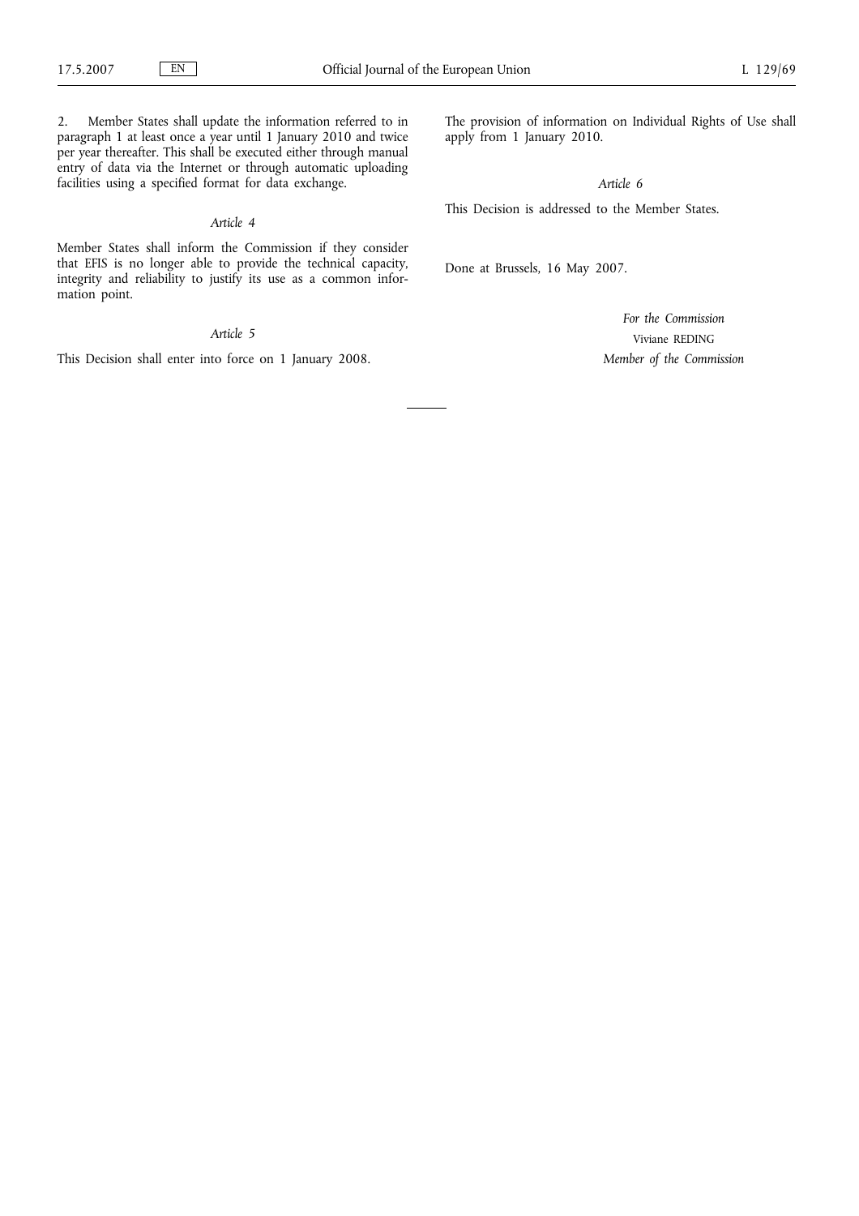2. Member States shall update the information referred to in paragraph 1 at least once a year until 1 January 2010 and twice per year thereafter. This shall be executed either through manual entry of data via the Internet or through automatic uploading facilities using a specified format for data exchange.

*Article 4*

Member States shall inform the Commission if they consider that EFIS is no longer able to provide the technical capacity, integrity and reliability to justify its use as a common information point.

*Article 5*

This Decision shall enter into force on 1 January 2008.

The provision of information on Individual Rights of Use shall apply from 1 January 2010.

*Article 6*

This Decision is addressed to the Member States.

Done at Brussels, 16 May 2007.

*For the Commission*

Viviane REDING

*Member of the Commission*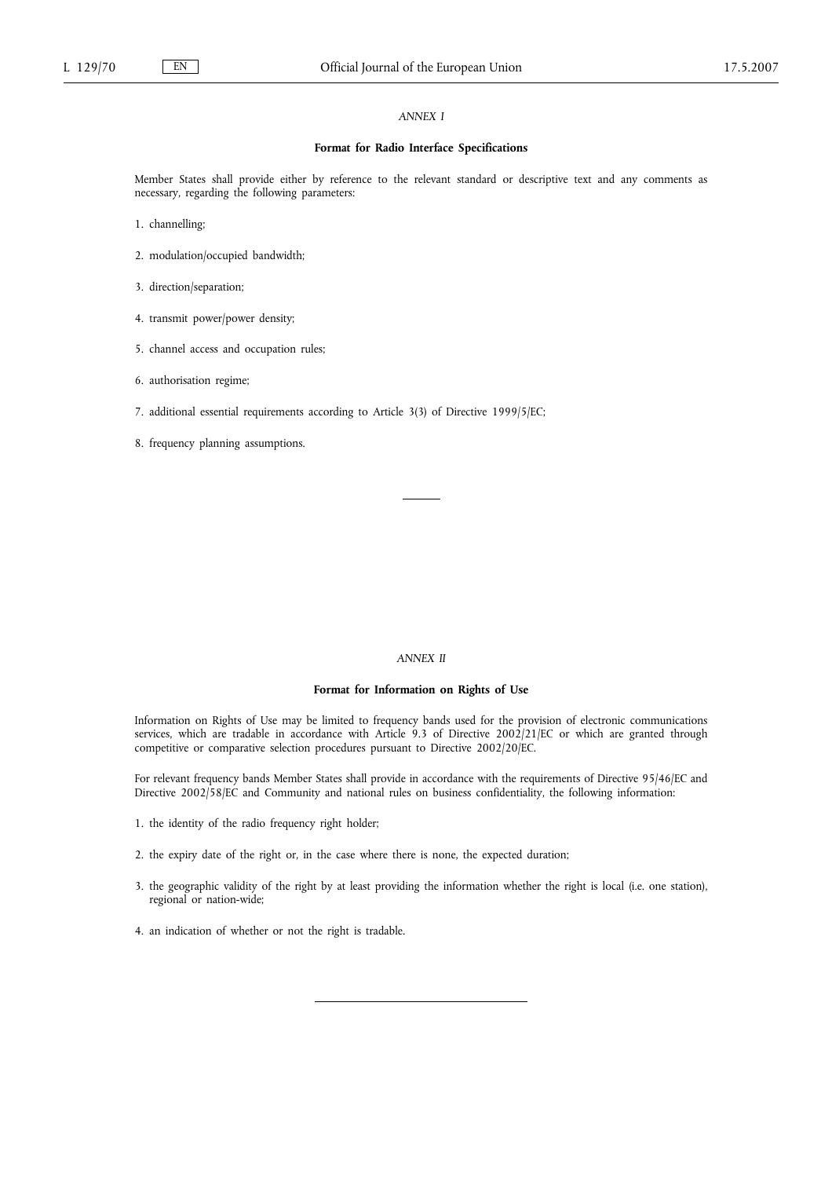*ANNEX I*

## Format for Radio Interface Specifications

Member States shall provide either by reference to the relevant standard or descriptive text and any comments as necessary, regarding the following parameters:

1. channelling;

2. modulation/occupied bandwidth;

3. direction/separation;

4. transmit power/power density;

5. channel access and occupation rules;

6. authorisation regime;

7. additional essential requirements according to Article 3(3) of Directive 1999/5/EC;

8. frequency planning assumptions.

*ANNEX II*

## Format for Information on Rights of Use

Information on Rights of Use may be limited to frequency bands used for the provision of electronic communications services, which are tradable in accordance with Article 9.3 of Directive 2002/21/EC or which are granted through competitive or comparative selection procedures pursuant to Directive 2002/20/EC.

For relevant frequency bands Member States shall provide in accordance with the requirements of Directive 95/46/EC and Directive 2002/58/EC and Community and national rules on business confidentiality, the following information:

1. the identity of the radio frequency right holder;

2. the expiry date of the right or, in the case where there is none, the expected duration;

3. the geographic validity of the right by at least providing the information whether the right is local (i.e. one station), regional or nation-wide;

4. an indication of whether or not the right is tradable.